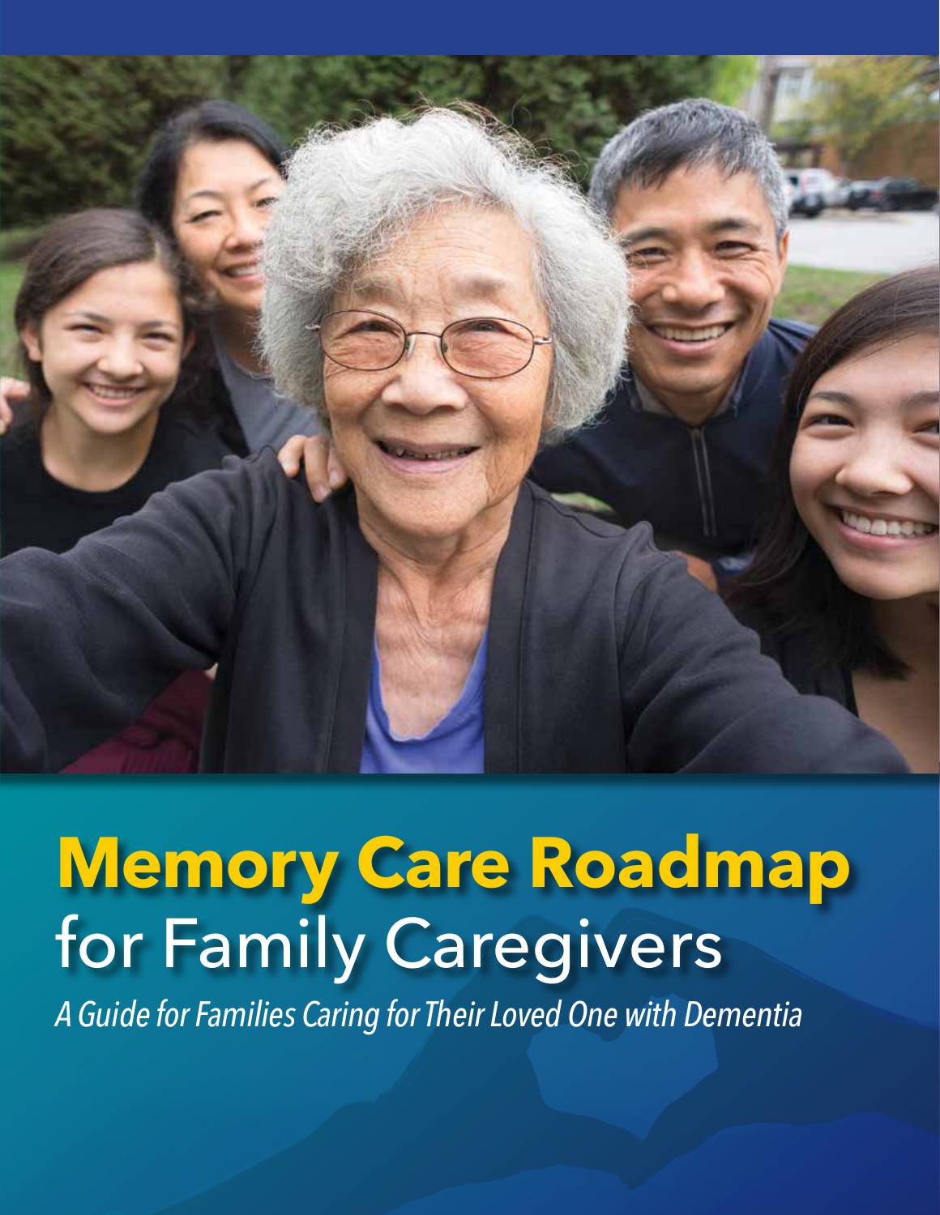# Memory Care Roadmap for Family Caregivers

*A Guide for Families Caring for Their Loved One with Dementia*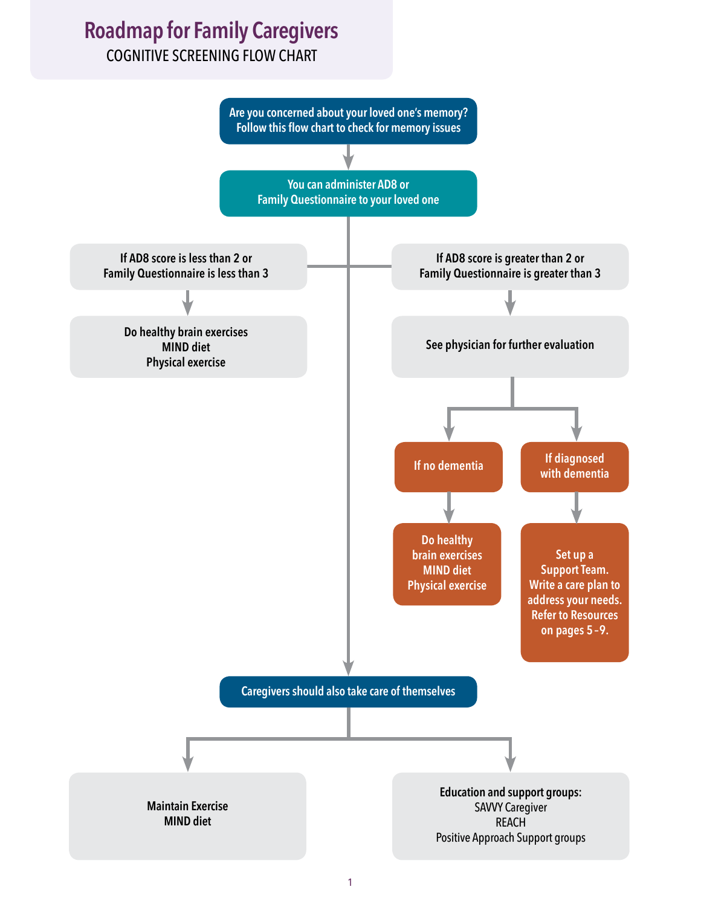# Roadmap for Family Caregivers

COGNITIVE SCREENING FLOW CHART

**Are you concerned about your loved one's memory? Follow this flow chart to check for memory issues**

**You can administer AD8 or Family Questionnaire to your loved one**

**If AD8 score is less than 2 or Family Questionnaire is less than 3**

- Do healthy brain exercises
- MIND diet
- Physical exercise

**If AD8 score is greater than 2 or Family Questionnaire is greater than 3**

- See physician for further evaluation
  - **If no dementia**
    - Do healthy brain exercises
    - MIND diet
    - Physical exercise
  - **If diagnosed with dementia**
    - Set up a Support Team. Write a care plan to address your needs. Refer to Resources on pages 5 -9.

**Caregivers should also take care of themselves**

- **Maintain Exercise**
- **MIND diet**

**Education and support groups:**

- SAVVY Caregiver
- REACH
- Positive Approach Support groups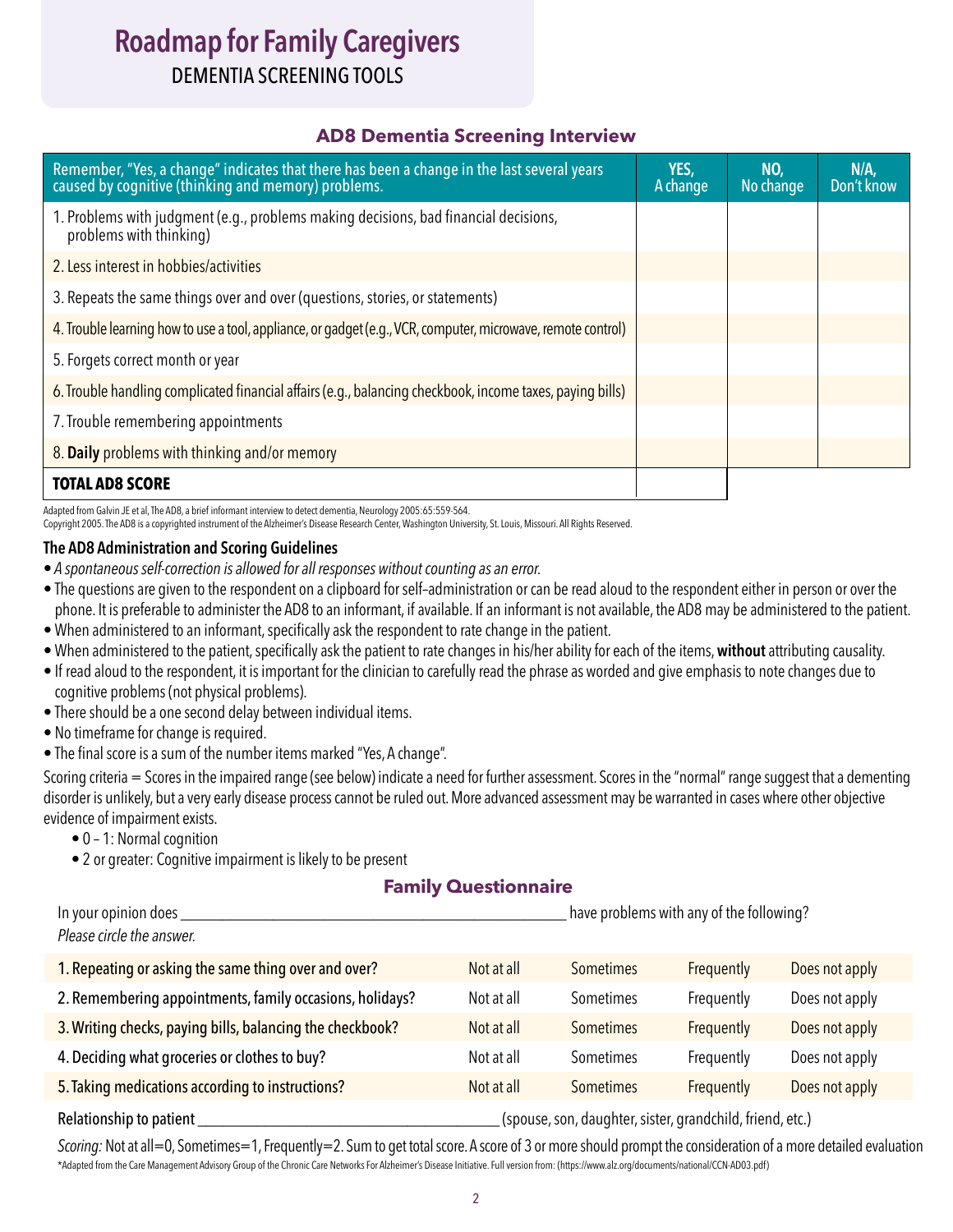# Roadmap for Family Caregivers

DEMENTIA SCREENING TOOLS

## AD8 Dementia Screening Interview

| Remember, "Yes, a change" indicates that there has been a change in the last several years caused by cognitive (thinking and memory) problems. | YES, A change | NO, No change | N/A, Don't know |
|---|---|---|---|
| 1. Problems with judgment (e.g., problems making decisions, bad financial decisions, problems with thinking) | | | |
| 2. Less interest in hobbies/activities | | | |
| 3. Repeats the same things over and over (questions, stories, or statements) | | | |
| 4. Trouble learning how to use a tool, appliance, or gadget (e.g., VCR, computer, microwave, remote control) | | | |
| 5. Forgets correct month or year | | | |
| 6. Trouble handling complicated financial affairs (e.g., balancing checkbook, income taxes, paying bills) | | | |
| 7. Trouble remembering appointments | | | |
| 8. **Daily** problems with thinking and/or memory | | | |
| **TOTAL AD8 SCORE** | | | |

Adapted from Galvin JE et al, The AD8, a brief informant interview to detect dementia, Neurology 2005:65:559-564.
Copyright 2005. The AD8 is a copyrighted instrument of the Alzheimer's Disease Research Center, Washington University, St. Louis, Missouri. All Rights Reserved.

### The AD8 Administration and Scoring Guidelines

- *A spontaneous self-correction is allowed for all responses without counting as an error.*
- The questions are given to the respondent on a clipboard for self–administration or can be read aloud to the respondent either in person or over the phone. It is preferable to administer the AD8 to an informant, if available. If an informant is not available, the AD8 may be administered to the patient.
- When administered to an informant, specifically ask the respondent to rate change in the patient.
- When administered to the patient, specifically ask the patient to rate changes in his/her ability for each of the items, **without** attributing causality.
- If read aloud to the respondent, it is important for the clinician to carefully read the phrase as worded and give emphasis to note changes due to cognitive problems (not physical problems).
- There should be a one second delay between individual items.
- No timeframe for change is required.
- The final score is a sum of the number items marked "Yes, A change".

Scoring criteria = Scores in the impaired range (see below) indicate a need for further assessment. Scores in the "normal" range suggest that a dementing disorder is unlikely, but a very early disease process cannot be ruled out. More advanced assessment may be warranted in cases where other objective evidence of impairment exists.

- 0 – 1: Normal cognition
- 2 or greater: Cognitive impairment is likely to be present

## Family Questionnaire

In your opinion does ______________________________ have problems with any of the following?
*Please circle the answer.*

| | | | | |
|---|---|---|---|---|
| 1. Repeating or asking the same thing over and over? | Not at all | Sometimes | Frequently | Does not apply |
| 2. Remembering appointments, family occasions, holidays? | Not at all | Sometimes | Frequently | Does not apply |
| 3. Writing checks, paying bills, balancing the checkbook? | Not at all | Sometimes | Frequently | Does not apply |
| 4. Deciding what groceries or clothes to buy? | Not at all | Sometimes | Frequently | Does not apply |
| 5. Taking medications according to instructions? | Not at all | Sometimes | Frequently | Does not apply |

Relationship to patient ______________________________ (spouse, son, daughter, sister, grandchild, friend, etc.)

*Scoring:* Not at all=0, Sometimes=1, Frequently=2. Sum to get total score. A score of 3 or more should prompt the consideration of a more detailed evaluation

*Adapted from the Care Management Advisory Group of the Chronic Care Networks For Alzheimer's Disease Initiative. Full version from: (https://www.alz.org/documents/national/CCN-AD03.pdf)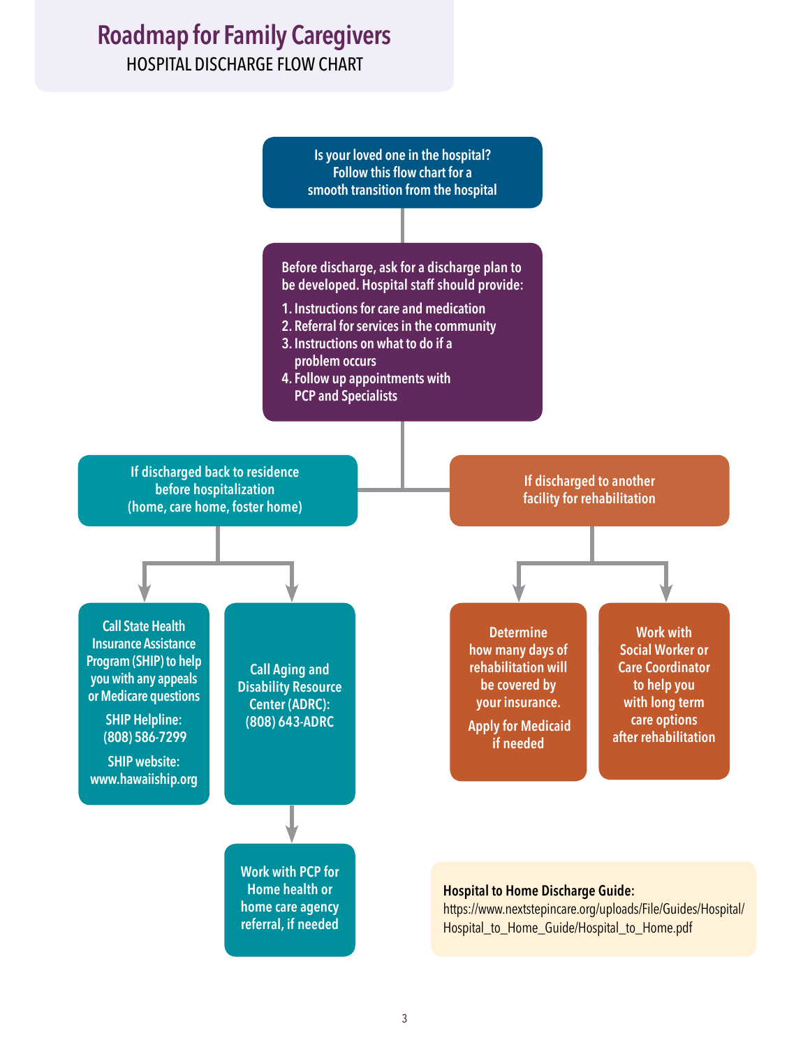# Roadmap for Family Caregivers

HOSPITAL DISCHARGE FLOW CHART

**Is your loved one in the hospital? Follow this flow chart for a smooth transition from the hospital**

**Before discharge, ask for a discharge plan to be developed. Hospital staff should provide:**

1. Instructions for care and medication
2. Referral for services in the community
3. Instructions on what to do if a problem occurs
4. Follow up appointments with PCP and Specialists

## If discharged back to residence before hospitalization (home, care home, foster home)

- Call State Health Insurance Assistance Program (SHIP) to help you with any appeals or Medicare questions
  - SHIP Helpline: (808) 586-7299
  - SHIP website: www.hawaiiship.org
- Call Aging and Disability Resource Center (ADRC): (808) 643-ADRC
  - Work with PCP for Home health or home care agency referral, if needed

## If discharged to another facility for rehabilitation

- Determine how many days of rehabilitation will be covered by your insurance.
  - Apply for Medicaid if needed
- Work with Social Worker or Care Coordinator to help you with long term care options after rehabilitation

**Hospital to Home Discharge Guide:**
https://www.nextstepincare.org/uploads/File/Guides/Hospital/Hospital_to_Home_Guide/Hospital_to_Home.pdf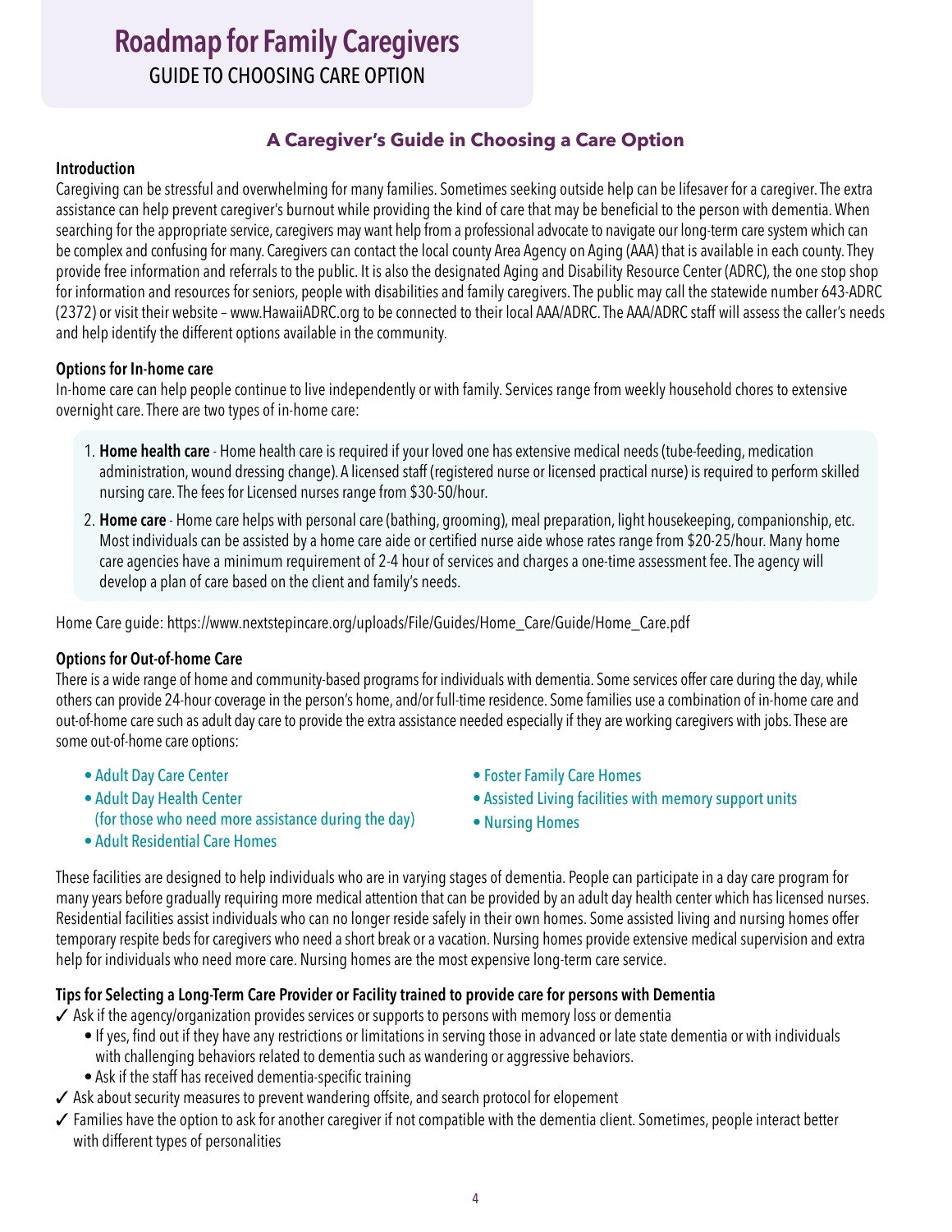# Roadmap for Family Caregivers

GUIDE TO CHOOSING CARE OPTION

## A Caregiver's Guide in Choosing a Care Option

### Introduction

Caregiving can be stressful and overwhelming for many families. Sometimes seeking outside help can be lifesaver for a caregiver. The extra assistance can help prevent caregiver's burnout while providing the kind of care that may be beneficial to the person with dementia. When searching for the appropriate service, caregivers may want help from a professional advocate to navigate our long-term care system which can be complex and confusing for many. Caregivers can contact the local county Area Agency on Aging (AAA) that is available in each county. They provide free information and referrals to the public. It is also the designated Aging and Disability Resource Center (ADRC), the one stop shop for information and resources for seniors, people with disabilities and family caregivers. The public may call the statewide number 643-ADRC (2372) or visit their website – www.HawaiiADRC.org to be connected to their local AAA/ADRC. The AAA/ADRC staff will assess the caller's needs and help identify the different options available in the community.

### Options for In-home care

In-home care can help people continue to live independently or with family. Services range from weekly household chores to extensive overnight care. There are two types of in-home care:

1. **Home health care** - Home health care is required if your loved one has extensive medical needs (tube-feeding, medication administration, wound dressing change). A licensed staff (registered nurse or licensed practical nurse) is required to perform skilled nursing care. The fees for Licensed nurses range from $30-50/hour.
2. **Home care** - Home care helps with personal care (bathing, grooming), meal preparation, light housekeeping, companionship, etc. Most individuals can be assisted by a home care aide or certified nurse aide whose rates range from $20-25/hour. Many home care agencies have a minimum requirement of 2-4 hour of services and charges a one-time assessment fee. The agency will develop a plan of care based on the client and family's needs.

Home Care guide: https://www.nextstepincare.org/uploads/File/Guides/Home_Care/Guide/Home_Care.pdf

### Options for Out-of-home Care

There is a wide range of home and community-based programs for individuals with dementia. Some services offer care during the day, while others can provide 24-hour coverage in the person's home, and/or full-time residence. Some families use a combination of in-home care and out-of-home care such as adult day care to provide the extra assistance needed especially if they are working caregivers with jobs. These are some out-of-home care options:

- Adult Day Care Center
- Adult Day Health Center (for those who need more assistance during the day)
- Adult Residential Care Homes
- Foster Family Care Homes
- Assisted Living facilities with memory support units
- Nursing Homes

These facilities are designed to help individuals who are in varying stages of dementia. People can participate in a day care program for many years before gradually requiring more medical attention that can be provided by an adult day health center which has licensed nurses. Residential facilities assist individuals who can no longer reside safely in their own homes. Some assisted living and nursing homes offer temporary respite beds for caregivers who need a short break or a vacation. Nursing homes provide extensive medical supervision and extra help for individuals who need more care. Nursing homes are the most expensive long-term care service.

### Tips for Selecting a Long-Term Care Provider or Facility trained to provide care for persons with Dementia

- ✓ Ask if the agency/organization provides services or supports to persons with memory loss or dementia
  - If yes, find out if they have any restrictions or limitations in serving those in advanced or late state dementia or with individuals with challenging behaviors related to dementia such as wandering or aggressive behaviors.
  - Ask if the staff has received dementia-specific training
- ✓ Ask about security measures to prevent wandering offsite, and search protocol for elopement
- ✓ Families have the option to ask for another caregiver if not compatible with the dementia client. Sometimes, people interact better with different types of personalities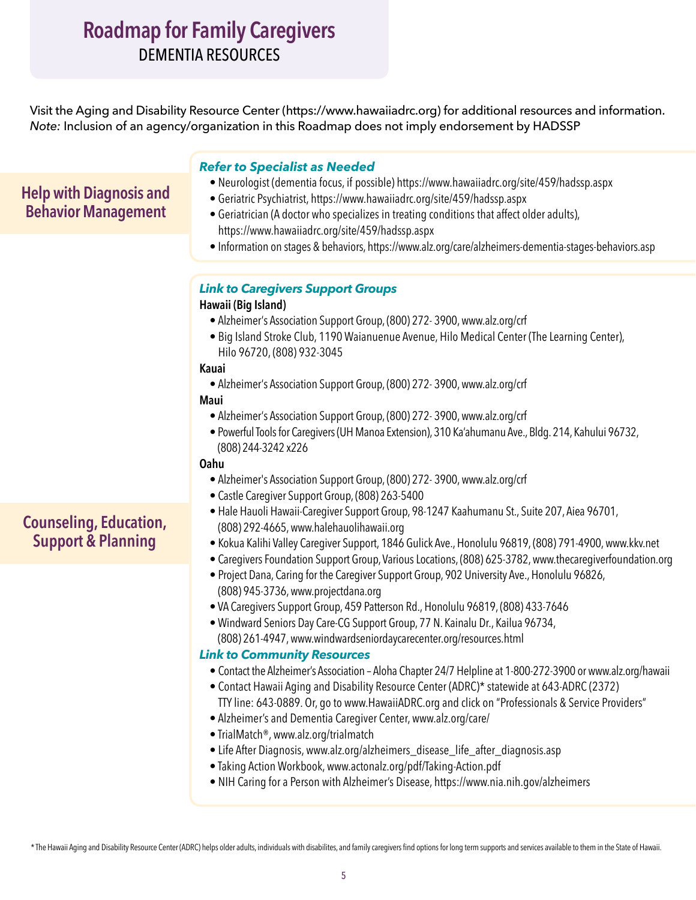# Roadmap for Family Caregivers

DEMENTIA RESOURCES

Visit the Aging and Disability Resource Center (https://www.hawaiiadrc.org) for additional resources and information.
*Note:* Inclusion of an agency/organization in this Roadmap does not imply endorsement by HADSSP

## Help with Diagnosis and Behavior Management

### *Refer to Specialist as Needed*

- Neurologist (dementia focus, if possible) https://www.hawaiiadrc.org/site/459/hadssp.aspx
- Geriatric Psychiatrist, https://www.hawaiiadrc.org/site/459/hadssp.aspx
- Geriatrician (A doctor who specializes in treating conditions that affect older adults), https://www.hawaiiadrc.org/site/459/hadssp.aspx
- Information on stages & behaviors, https://www.alz.org/care/alzheimers-dementia-stages-behaviors.asp

## Counseling, Education, Support & Planning

### *Link to Caregivers Support Groups*

**Hawaii (Big Island)**

- Alzheimer's Association Support Group, (800) 272- 3900, www.alz.org/crf
- Big Island Stroke Club, 1190 Waianuenue Avenue, Hilo Medical Center (The Learning Center), Hilo 96720, (808) 932-3045

**Kauai**

- Alzheimer's Association Support Group, (800) 272- 3900, www.alz.org/crf

**Maui**

- Alzheimer's Association Support Group, (800) 272- 3900, www.alz.org/crf
- Powerful Tools for Caregivers (UH Manoa Extension), 310 Ka'ahumanu Ave., Bldg. 214, Kahului 96732, (808) 244-3242 x226

**Oahu**

- Alzheimer's Association Support Group, (800) 272- 3900, www.alz.org/crf
- Castle Caregiver Support Group, (808) 263-5400
- Hale Hauoli Hawaii-Caregiver Support Group, 98-1247 Kaahumanu St., Suite 207, Aiea 96701, (808) 292-4665, www.halehauolihawaii.org
- Kokua Kalihi Valley Caregiver Support, 1846 Gulick Ave., Honolulu 96819, (808) 791-4900, www.kkv.net
- Caregivers Foundation Support Group, Various Locations, (808) 625-3782, www.thecaregiverfoundation.org
- Project Dana, Caring for the Caregiver Support Group, 902 University Ave., Honolulu 96826, (808) 945-3736, www.projectdana.org
- VA Caregivers Support Group, 459 Patterson Rd., Honolulu 96819, (808) 433-7646
- Windward Seniors Day Care-CG Support Group, 77 N. Kainalu Dr., Kailua 96734, (808) 261-4947, www.windwardseniordaycarecenter.org/resources.html

### *Link to Community Resources*

- Contact the Alzheimer's Association – Aloha Chapter 24/7 Helpline at 1-800-272-3900 or www.alz.org/hawaii
- Contact Hawaii Aging and Disability Resource Center (ADRC)* statewide at 643-ADRC (2372) TTY line: 643-0889. Or, go to www.HawaiiADRC.org and click on "Professionals & Service Providers"
- Alzheimer's and Dementia Caregiver Center, www.alz.org/care/
- TrialMatch®, www.alz.org/trialmatch
- Life After Diagnosis, www.alz.org/alzheimers_disease_life_after_diagnosis.asp
- Taking Action Workbook, www.actonalz.org/pdf/Taking-Action.pdf
- NIH Caring for a Person with Alzheimer's Disease, https://www.nia.nih.gov/alzheimers

* The Hawaii Aging and Disability Resource Center (ADRC) helps older adults, individuals with disabilites, and family caregivers find options for long term supports and services available to them in the State of Hawaii.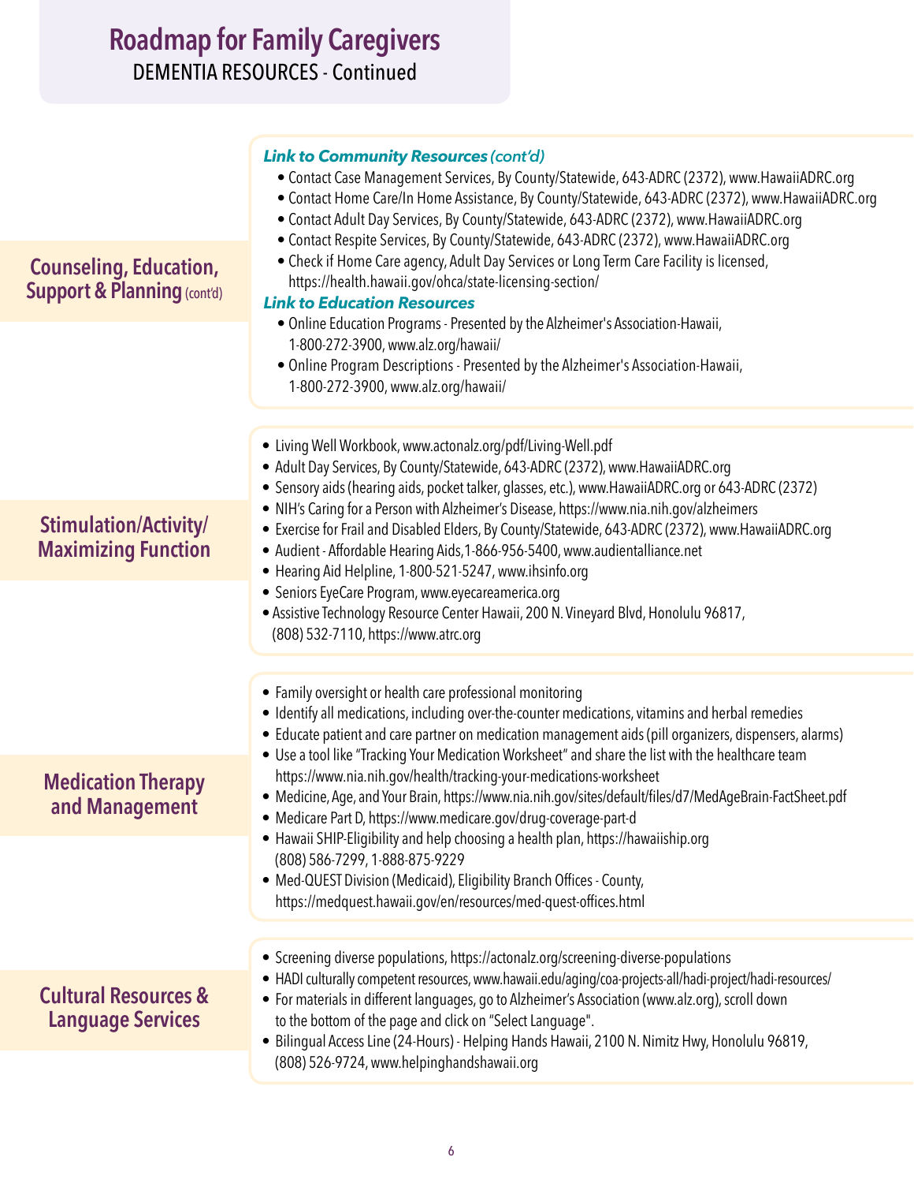# Roadmap for Family Caregivers

DEMENTIA RESOURCES - Continued

## Counseling, Education, Support & Planning (cont'd)

***Link to Community Resources** (cont'd)*

- Contact Case Management Services, By County/Statewide, 643-ADRC (2372), www.HawaiiADRC.org
- Contact Home Care/In Home Assistance, By County/Statewide, 643-ADRC (2372), www.HawaiiADRC.org
- Contact Adult Day Services, By County/Statewide, 643-ADRC (2372), www.HawaiiADRC.org
- Contact Respite Services, By County/Statewide, 643-ADRC (2372), www.HawaiiADRC.org
- Check if Home Care agency, Adult Day Services or Long Term Care Facility is licensed, https://health.hawaii.gov/ohca/state-licensing-section/

***Link to Education Resources***

- Online Education Programs - Presented by the Alzheimer's Association-Hawaii, 1-800-272-3900, www.alz.org/hawaii/
- Online Program Descriptions - Presented by the Alzheimer's Association-Hawaii, 1-800-272-3900, www.alz.org/hawaii/

## Stimulation/Activity/Maximizing Function

- Living Well Workbook, www.actonalz.org/pdf/Living-Well.pdf
- Adult Day Services, By County/Statewide, 643-ADRC (2372), www.HawaiiADRC.org
- Sensory aids (hearing aids, pocket talker, glasses, etc.), www.HawaiiADRC.org or 643-ADRC (2372)
- NIH's Caring for a Person with Alzheimer's Disease, https://www.nia.nih.gov/alzheimers
- Exercise for Frail and Disabled Elders, By County/Statewide, 643-ADRC (2372), www.HawaiiADRC.org
- Audient - Affordable Hearing Aids,1-866-956-5400, www.audientalliance.net
- Hearing Aid Helpline, 1-800-521-5247, www.ihsinfo.org
- Seniors EyeCare Program, www.eyecareamerica.org
- Assistive Technology Resource Center Hawaii, 200 N. Vineyard Blvd, Honolulu 96817, (808) 532-7110, https://www.atrc.org

## Medication Therapy and Management

- Family oversight or health care professional monitoring
- Identify all medications, including over-the-counter medications, vitamins and herbal remedies
- Educate patient and care partner on medication management aids (pill organizers, dispensers, alarms)
- Use a tool like "Tracking Your Medication Worksheet" and share the list with the healthcare team https://www.nia.nih.gov/health/tracking-your-medications-worksheet
- Medicine, Age, and Your Brain, https://www.nia.nih.gov/sites/default/files/d7/MedAgeBrain-FactSheet.pdf
- Medicare Part D, https://www.medicare.gov/drug-coverage-part-d
- Hawaii SHIP-Eligibility and help choosing a health plan, https://hawaiiship.org (808) 586-7299, 1-888-875-9229
- Med-QUEST Division (Medicaid), Eligibility Branch Offices - County, https://medquest.hawaii.gov/en/resources/med-quest-offices.html

## Cultural Resources & Language Services

- Screening diverse populations, https://actonalz.org/screening-diverse-populations
- HADI culturally competent resources, www.hawaii.edu/aging/coa-projects-all/hadi-project/hadi-resources/
- For materials in different languages, go to Alzheimer's Association (www.alz.org), scroll down to the bottom of the page and click on "Select Language".
- Bilingual Access Line (24-Hours) - Helping Hands Hawaii, 2100 N. Nimitz Hwy, Honolulu 96819, (808) 526-9724, www.helpinghandshawaii.org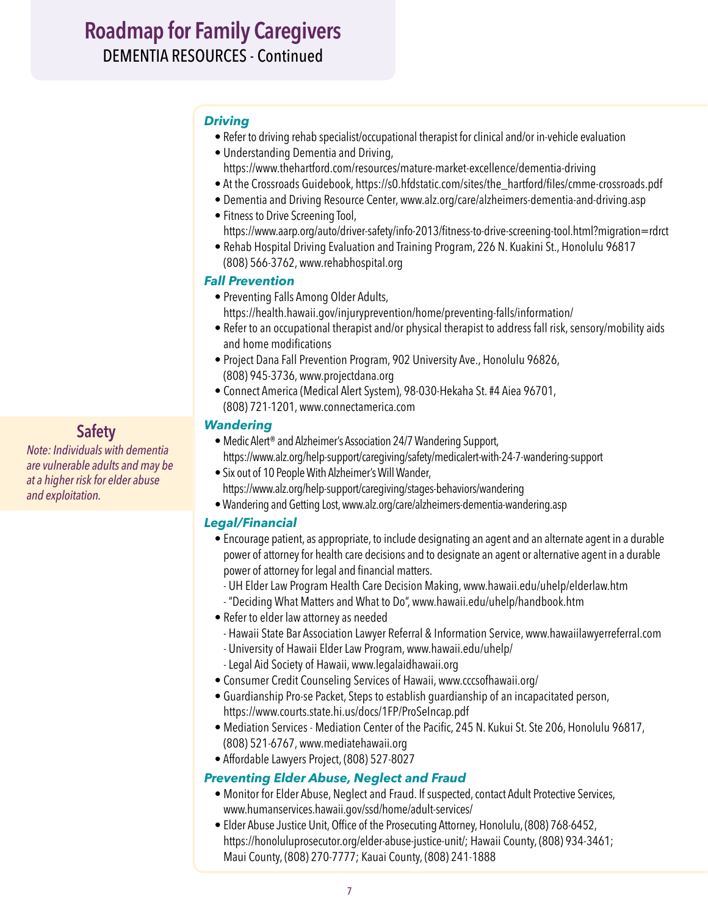# Roadmap for Family Caregivers

DEMENTIA RESOURCES - Continued

## Safety

*Note: Individuals with dementia are vulnerable adults and may be at a higher risk for elder abuse and exploitation.*

### *Driving*

- Refer to driving rehab specialist/occupational therapist for clinical and/or in-vehicle evaluation
- Understanding Dementia and Driving, https://www.thehartford.com/resources/mature-market-excellence/dementia-driving
- At the Crossroads Guidebook, https://s0.hfdstatic.com/sites/the_hartford/files/cmme-crossroads.pdf
- Dementia and Driving Resource Center, www.alz.org/care/alzheimers-dementia-and-driving.asp
- Fitness to Drive Screening Tool, https://www.aarp.org/auto/driver-safety/info-2013/fitness-to-drive-screening-tool.html?migration=rdrct
- Rehab Hospital Driving Evaluation and Training Program, 226 N. Kuakini St., Honolulu 96817 (808) 566-3762, www.rehabhospital.org

### *Fall Prevention*

- Preventing Falls Among Older Adults, https://health.hawaii.gov/injuryprevention/home/preventing-falls/information/
- Refer to an occupational therapist and/or physical therapist to address fall risk, sensory/mobility aids and home modifications
- Project Dana Fall Prevention Program, 902 University Ave., Honolulu 96826, (808) 945-3736, www.projectdana.org
- Connect America (Medical Alert System), 98-030-Hekaha St. #4 Aiea 96701, (808) 721-1201, www.connectamerica.com

### *Wandering*

- Medic Alert® and Alzheimer's Association 24/7 Wandering Support, https://www.alz.org/help-support/caregiving/safety/medicalert-with-24-7-wandering-support
- Six out of 10 People With Alzheimer's Will Wander, https://www.alz.org/help-support/caregiving/stages-behaviors/wandering
- Wandering and Getting Lost, www.alz.org/care/alzheimers-dementia-wandering.asp

### *Legal/Financial*

- Encourage patient, as appropriate, to include designating an agent and an alternate agent in a durable power of attorney for health care decisions and to designate an agent or alternative agent in a durable power of attorney for legal and financial matters.
  - UH Elder Law Program Health Care Decision Making, www.hawaii.edu/uhelp/elderlaw.htm
  - "Deciding What Matters and What to Do", www.hawaii.edu/uhelp/handbook.htm
- Refer to elder law attorney as needed
  - Hawaii State Bar Association Lawyer Referral & Information Service, www.hawaiilawyerreferral.com
  - University of Hawaii Elder Law Program, www.hawaii.edu/uhelp/
  - Legal Aid Society of Hawaii, www.legalaidhawaii.org
- Consumer Credit Counseling Services of Hawaii, www.cccsofhawaii.org/
- Guardianship Pro-se Packet, Steps to establish guardianship of an incapacitated person, https://www.courts.state.hi.us/docs/1FP/ProSeIncap.pdf
- Mediation Services - Mediation Center of the Pacific, 245 N. Kukui St. Ste 206, Honolulu 96817, (808) 521-6767, www.mediatehawaii.org
- Affordable Lawyers Project, (808) 527-8027

### *Preventing Elder Abuse, Neglect and Fraud*

- Monitor for Elder Abuse, Neglect and Fraud. If suspected, contact Adult Protective Services, www.humanservices.hawaii.gov/ssd/home/adult-services/
- Elder Abuse Justice Unit, Office of the Prosecuting Attorney, Honolulu, (808) 768-6452, https://honoluluprosecutor.org/elder-abuse-justice-unit/; Hawaii County, (808) 934-3461; Maui County, (808) 270-7777; Kauai County, (808) 241-1888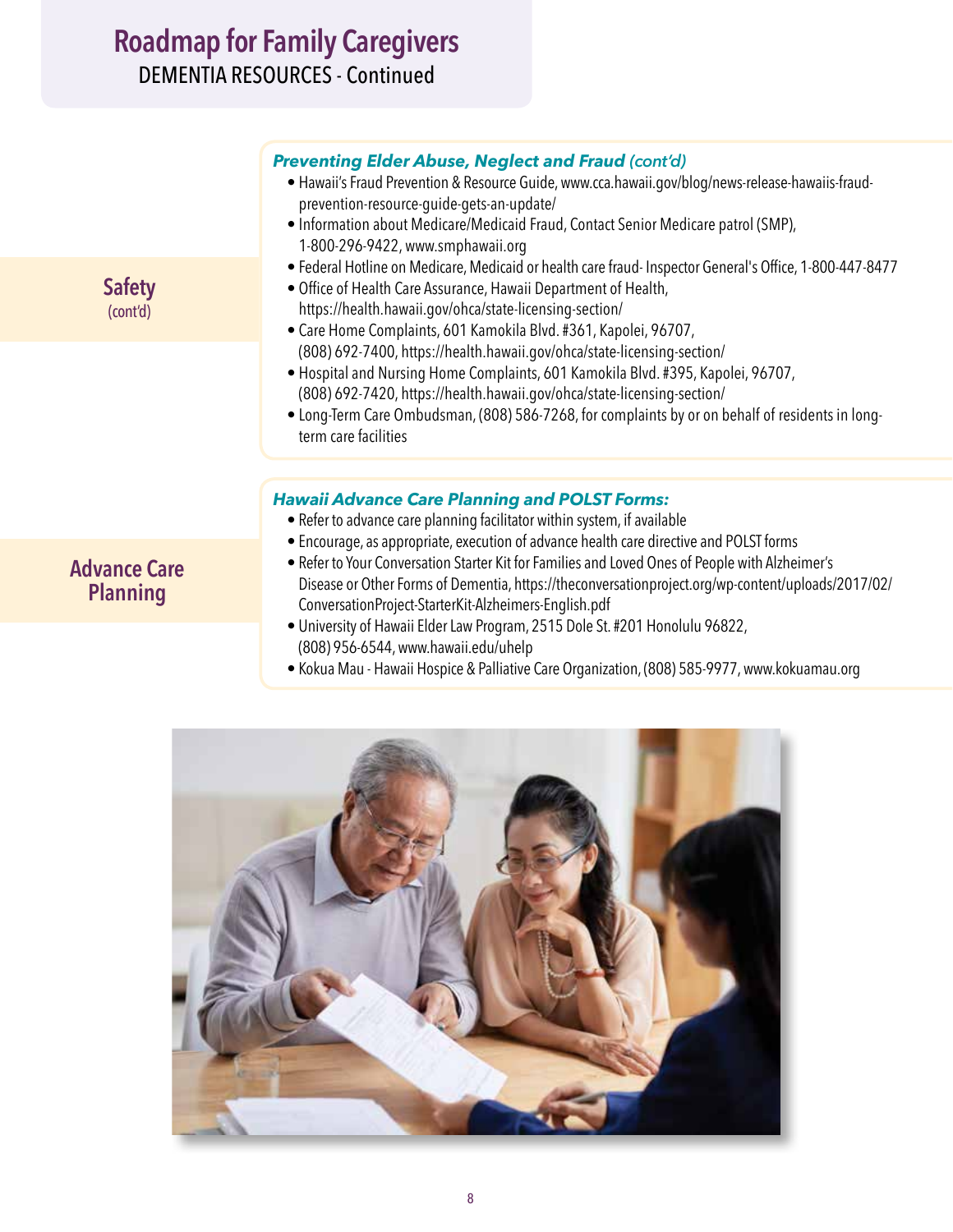# Roadmap for Family Caregivers

DEMENTIA RESOURCES - Continued

## Safety (cont'd)

### *Preventing Elder Abuse, Neglect and Fraud (cont'd)*

- Hawaii's Fraud Prevention & Resource Guide, www.cca.hawaii.gov/blog/news-release-hawaiis-fraud-prevention-resource-guide-gets-an-update/
- Information about Medicare/Medicaid Fraud, Contact Senior Medicare patrol (SMP), 1-800-296-9422, www.smphawaii.org
- Federal Hotline on Medicare, Medicaid or health care fraud- Inspector General's Office, 1-800-447-8477
- Office of Health Care Assurance, Hawaii Department of Health, https://health.hawaii.gov/ohca/state-licensing-section/
- Care Home Complaints, 601 Kamokila Blvd. #361, Kapolei, 96707, (808) 692-7400, https://health.hawaii.gov/ohca/state-licensing-section/
- Hospital and Nursing Home Complaints, 601 Kamokila Blvd. #395, Kapolei, 96707, (808) 692-7420, https://health.hawaii.gov/ohca/state-licensing-section/
- Long-Term Care Ombudsman, (808) 586-7268, for complaints by or on behalf of residents in long-term care facilities

## Advance Care Planning

### *Hawaii Advance Care Planning and POLST Forms:*

- Refer to advance care planning facilitator within system, if available
- Encourage, as appropriate, execution of advance health care directive and POLST forms
- Refer to Your Conversation Starter Kit for Families and Loved Ones of People with Alzheimer's Disease or Other Forms of Dementia, https://theconversationproject.org/wp-content/uploads/2017/02/ConversationProject-StarterKit-Alzheimers-English.pdf
- University of Hawaii Elder Law Program, 2515 Dole St. #201 Honolulu 96822, (808) 956-6544, www.hawaii.edu/uhelp
- Kokua Mau - Hawaii Hospice & Palliative Care Organization, (808) 585-9977, www.kokuamau.org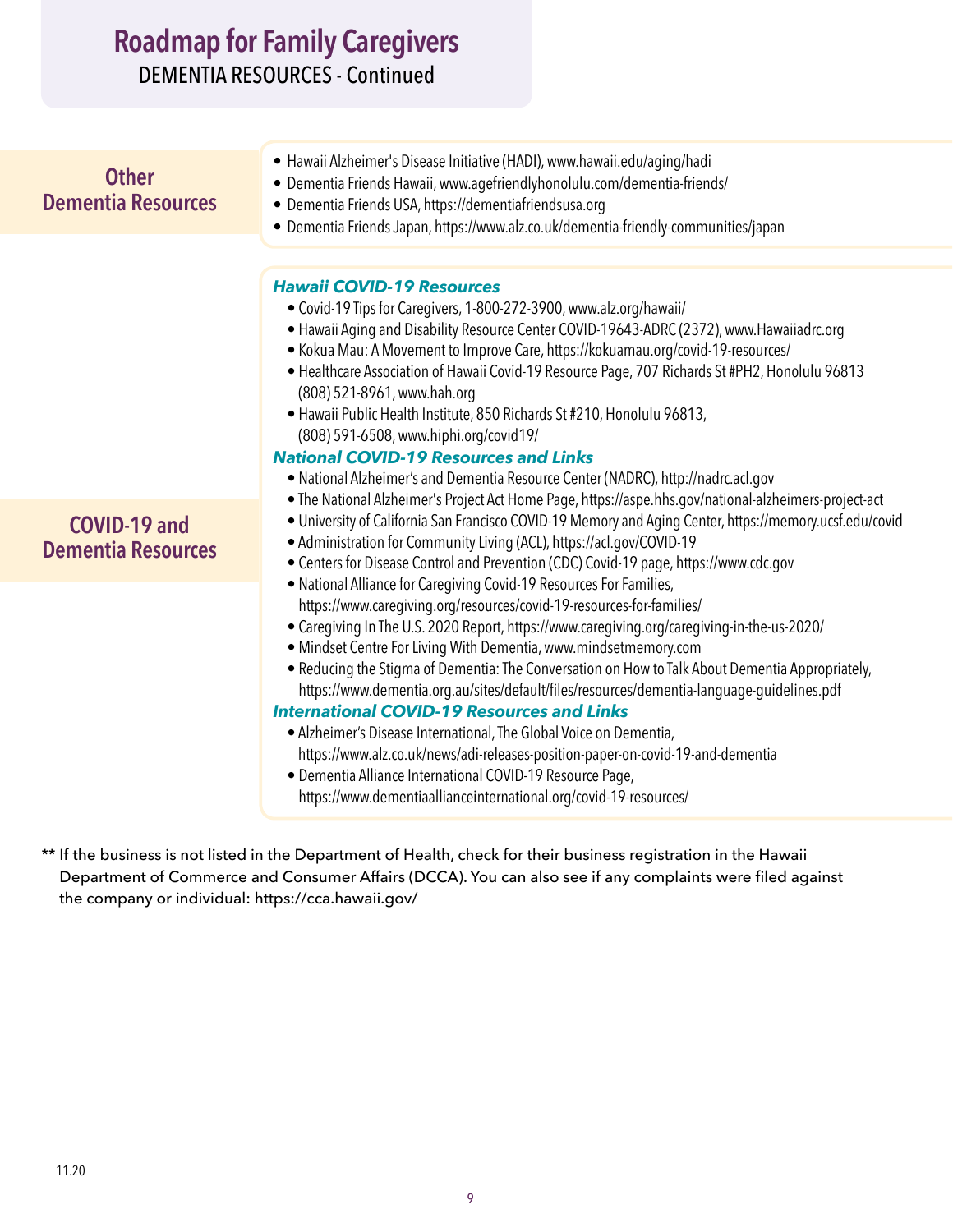# Roadmap for Family Caregivers

DEMENTIA RESOURCES - Continued

## Other Dementia Resources

- Hawaii Alzheimer's Disease Initiative (HADI), www.hawaii.edu/aging/hadi
- Dementia Friends Hawaii, www.agefriendlyhonolulu.com/dementia-friends/
- Dementia Friends USA, https://dementiafriendsusa.org
- Dementia Friends Japan, https://www.alz.co.uk/dementia-friendly-communities/japan

## COVID-19 and Dementia Resources

***Hawaii COVID-19 Resources***

- Covid-19 Tips for Caregivers, 1-800-272-3900, www.alz.org/hawaii/
- Hawaii Aging and Disability Resource Center COVID-19643-ADRC (2372), www.Hawaiiadrc.org
- Kokua Mau: A Movement to Improve Care, https://kokuamau.org/covid-19-resources/
- Healthcare Association of Hawaii Covid-19 Resource Page, 707 Richards St #PH2, Honolulu 96813 (808) 521-8961, www.hah.org
- Hawaii Public Health Institute, 850 Richards St #210, Honolulu 96813, (808) 591-6508, www.hiphi.org/covid19/

***National COVID-19 Resources and Links***

- National Alzheimer's and Dementia Resource Center (NADRC), http://nadrc.acl.gov
- The National Alzheimer's Project Act Home Page, https://aspe.hhs.gov/national-alzheimers-project-act
- University of California San Francisco COVID-19 Memory and Aging Center, https://memory.ucsf.edu/covid
- Administration for Community Living (ACL), https://acl.gov/COVID-19
- Centers for Disease Control and Prevention (CDC) Covid-19 page, https://www.cdc.gov
- National Alliance for Caregiving Covid-19 Resources For Families, https://www.caregiving.org/resources/covid-19-resources-for-families/
- Caregiving In The U.S. 2020 Report, https://www.caregiving.org/caregiving-in-the-us-2020/
- Mindset Centre For Living With Dementia, www.mindsetmemory.com
- Reducing the Stigma of Dementia: The Conversation on How to Talk About Dementia Appropriately, https://www.dementia.org.au/sites/default/files/resources/dementia-language-guidelines.pdf

***International COVID-19 Resources and Links***

- Alzheimer's Disease International, The Global Voice on Dementia, https://www.alz.co.uk/news/adi-releases-position-paper-on-covid-19-and-dementia
- Dementia Alliance International COVID-19 Resource Page, https://www.dementiaallianceinternational.org/covid-19-resources/

** If the business is not listed in the Department of Health, check for their business registration in the Hawaii Department of Commerce and Consumer Affairs (DCCA). You can also see if any complaints were filed against the company or individual: https://cca.hawaii.gov/

11.20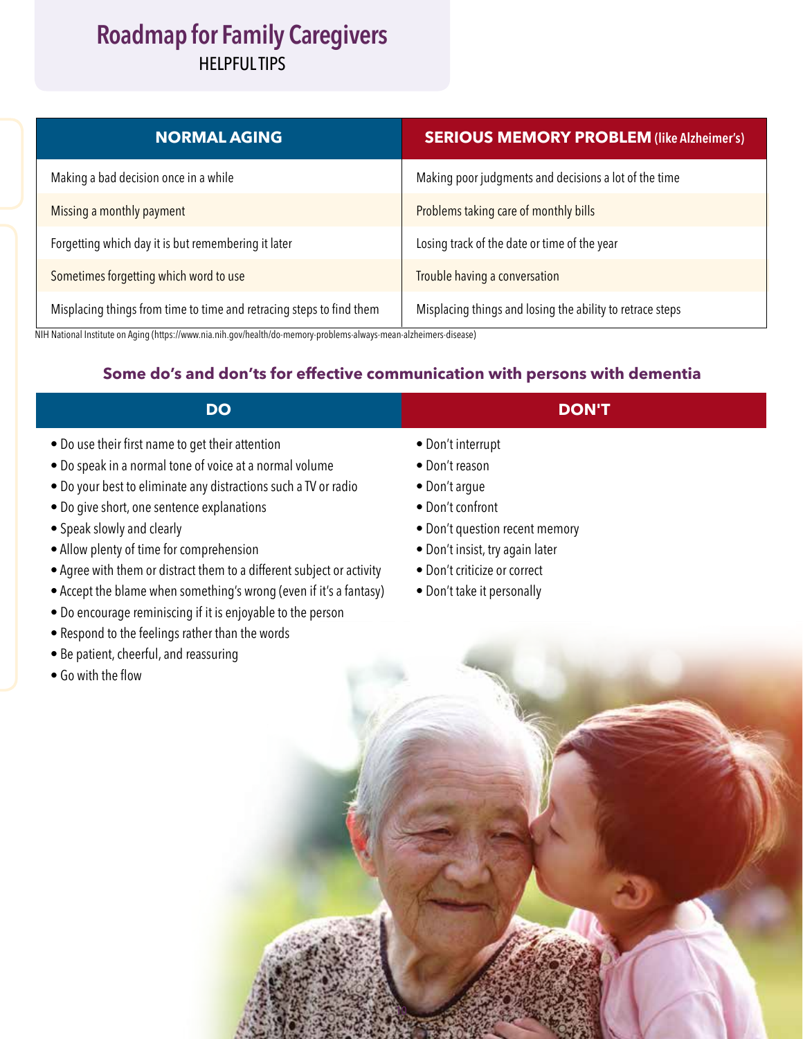# Roadmap for Family Caregivers

HELPFUL TIPS

| NORMAL AGING | SERIOUS MEMORY PROBLEM (like Alzheimer's) |
|---|---|
| Making a bad decision once in a while | Making poor judgments and decisions a lot of the time |
| Missing a monthly payment | Problems taking care of monthly bills |
| Forgetting which day it is but remembering it later | Losing track of the date or time of the year |
| Sometimes forgetting which word to use | Trouble having a conversation |
| Misplacing things from time to time and retracing steps to find them | Misplacing things and losing the ability to retrace steps |

NIH National Institute on Aging (https://www.nia.nih.gov/health/do-memory-problems-always-mean-alzheimers-disease)

## Some do's and don'ts for effective communication with persons with dementia

**DO**

- Do use their first name to get their attention
- Do speak in a normal tone of voice at a normal volume
- Do your best to eliminate any distractions such a TV or radio
- Do give short, one sentence explanations
- Speak slowly and clearly
- Allow plenty of time for comprehension
- Agree with them or distract them to a different subject or activity
- Accept the blame when something's wrong (even if it's a fantasy)
- Do encourage reminiscing if it is enjoyable to the person
- Respond to the feelings rather than the words
- Be patient, cheerful, and reassuring
- Go with the flow

**DON'T**

- Don't interrupt
- Don't reason
- Don't argue
- Don't confront
- Don't question recent memory
- Don't insist, try again later
- Don't criticize or correct
- Don't take it personally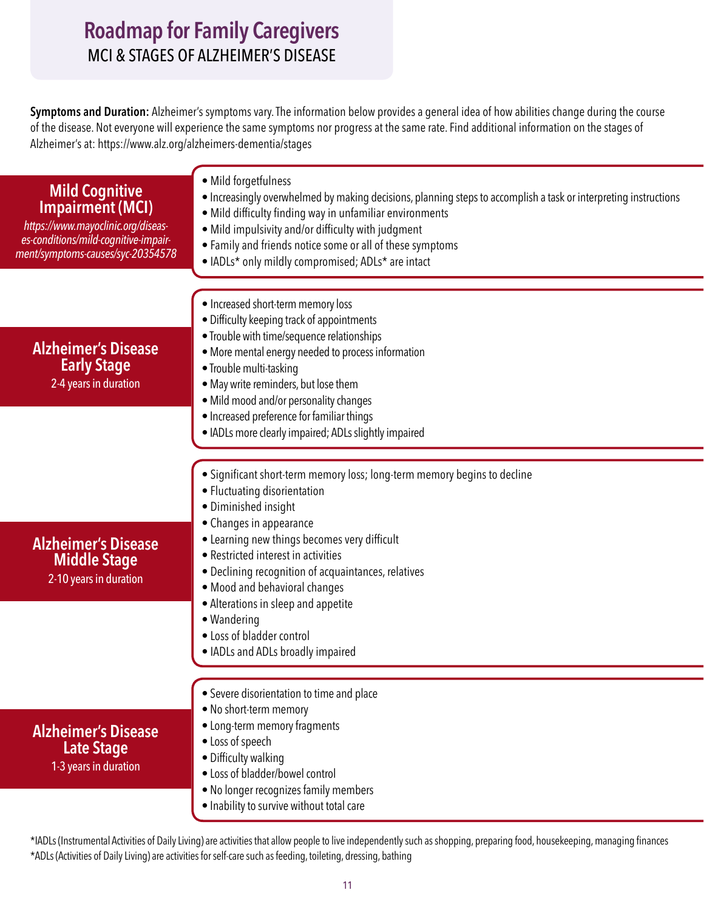# Roadmap for Family Caregivers

## MCI & STAGES OF ALZHEIMER'S DISEASE

**Symptoms and Duration:** Alzheimer's symptoms vary. The information below provides a general idea of how abilities change during the course of the disease. Not everyone will experience the same symptoms nor progress at the same rate. Find additional information on the stages of Alzheimer's at: https://www.alz.org/alzheimers-dementia/stages

### Mild Cognitive Impairment (MCI)

*https://www.mayoclinic.org/diseases-conditions/mild-cognitive-impairment/symptoms-causes/syc-20354578*

- Mild forgetfulness
- Increasingly overwhelmed by making decisions, planning steps to accomplish a task or interpreting instructions
- Mild difficulty finding way in unfamiliar environments
- Mild impulsivity and/or difficulty with judgment
- Family and friends notice some or all of these symptoms
- IADLs* only mildly compromised; ADLs* are intact

### Alzheimer's Disease Early Stage

2-4 years in duration

- Increased short-term memory loss
- Difficulty keeping track of appointments
- Trouble with time/sequence relationships
- More mental energy needed to process information
- Trouble multi-tasking
- May write reminders, but lose them
- Mild mood and/or personality changes
- Increased preference for familiar things
- IADLs more clearly impaired; ADLs slightly impaired

### Alzheimer's Disease Middle Stage

2-10 years in duration

- Significant short-term memory loss; long-term memory begins to decline
- Fluctuating disorientation
- Diminished insight
- Changes in appearance
- Learning new things becomes very difficult
- Restricted interest in activities
- Declining recognition of acquaintances, relatives
- Mood and behavioral changes
- Alterations in sleep and appetite
- Wandering
- Loss of bladder control
- IADLs and ADLs broadly impaired

### Alzheimer's Disease Late Stage

1-3 years in duration

- Severe disorientation to time and place
- No short-term memory
- Long-term memory fragments
- Loss of speech
- Difficulty walking
- Loss of bladder/bowel control
- No longer recognizes family members
- Inability to survive without total care

*IADLs (Instrumental Activities of Daily Living) are activities that allow people to live independently such as shopping, preparing food, housekeeping, managing finances

*ADLs (Activities of Daily Living) are activities for self-care such as feeding, toileting, dressing, bathing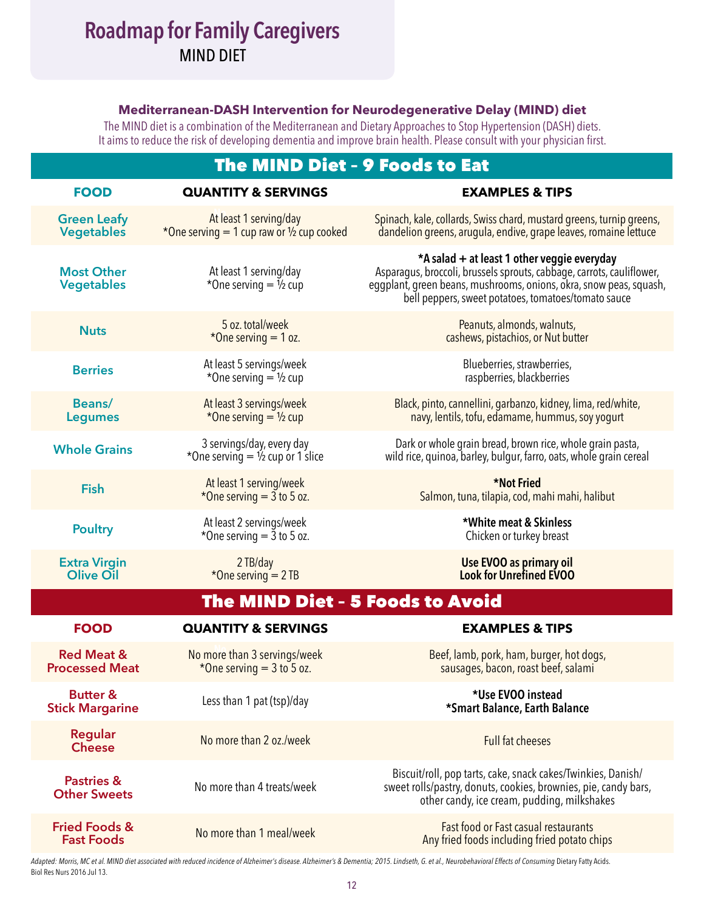# Roadmap for Family Caregivers

MIND DIET

**Mediterranean-DASH Intervention for Neurodegenerative Delay (MIND) diet**

The MIND diet is a combination of the Mediterranean and Dietary Approaches to Stop Hypertension (DASH) diets. It aims to reduce the risk of developing dementia and improve brain health. Please consult with your physician first.

## The MIND Diet – 9 Foods to Eat

| FOOD | QUANTITY & SERVINGS | EXAMPLES & TIPS |
|---|---|---|
| Green Leafy Vegetables | At least 1 serving/day<br>*One serving = 1 cup raw or ½ cup cooked | Spinach, kale, collards, Swiss chard, mustard greens, turnip greens, dandelion greens, arugula, endive, grape leaves, romaine lettuce |
| Most Other Vegetables | At least 1 serving/day<br>*One serving = ½ cup | **\*A salad + at least 1 other veggie everyday**<br>Asparagus, broccoli, brussels sprouts, cabbage, carrots, cauliflower, eggplant, green beans, mushrooms, onions, okra, snow peas, squash, bell peppers, sweet potatoes, tomatoes/tomato sauce |
| Nuts | 5 oz. total/week<br>*One serving = 1 oz. | Peanuts, almonds, walnuts, cashews, pistachios, or Nut butter |
| Berries | At least 5 servings/week<br>*One serving = ½ cup | Blueberries, strawberries, raspberries, blackberries |
| Beans/ Legumes | At least 3 servings/week<br>*One serving = ½ cup | Black, pinto, cannellini, garbanzo, kidney, lima, red/white, navy, lentils, tofu, edamame, hummus, soy yogurt |
| Whole Grains | 3 servings/day, every day<br>*One serving = ½ cup or 1 slice | Dark or whole grain bread, brown rice, whole grain pasta, wild rice, quinoa, barley, bulgur, farro, oats, whole grain cereal |
| Fish | At least 1 serving/week<br>*One serving = 3 to 5 oz. | **\*Not Fried**<br>Salmon, tuna, tilapia, cod, mahi mahi, halibut |
| Poultry | At least 2 servings/week<br>*One serving = 3 to 5 oz. | **\*White meat & Skinless**<br>Chicken or turkey breast |
| Extra Virgin Olive Oil | 2 TB/day<br>*One serving = 2 TB | **Use EVOO as primary oil**<br>**Look for Unrefined EVOO** |

## The MIND Diet – 5 Foods to Avoid

| FOOD | QUANTITY & SERVINGS | EXAMPLES & TIPS |
|---|---|---|
| Red Meat & Processed Meat | No more than 3 servings/week<br>*One serving = 3 to 5 oz. | Beef, lamb, pork, ham, burger, hot dogs, sausages, bacon, roast beef, salami |
| Butter & Stick Margarine | Less than 1 pat (tsp)/day | **\*Use EVOO instead**<br>**\*Smart Balance, Earth Balance** |
| Regular Cheese | No more than 2 oz./week | Full fat cheeses |
| Pastries & Other Sweets | No more than 4 treats/week | Biscuit/roll, pop tarts, cake, snack cakes/Twinkies, Danish/ sweet rolls/pastry, donuts, cookies, brownies, pie, candy bars, other candy, ice cream, pudding, milkshakes |
| Fried Foods & Fast Foods | No more than 1 meal/week | Fast food or Fast casual restaurants<br>Any fried foods including fried potato chips |

*Adapted: Morris, MC et al. MIND diet associated with reduced incidence of Alzheimer's disease. Alzheimer's & Dementia; 2015. Lindseth, G. et al., Neurobehavioral Effects of Consuming* Dietary Fatty Acids. Biol Res Nurs 2016 Jul 13.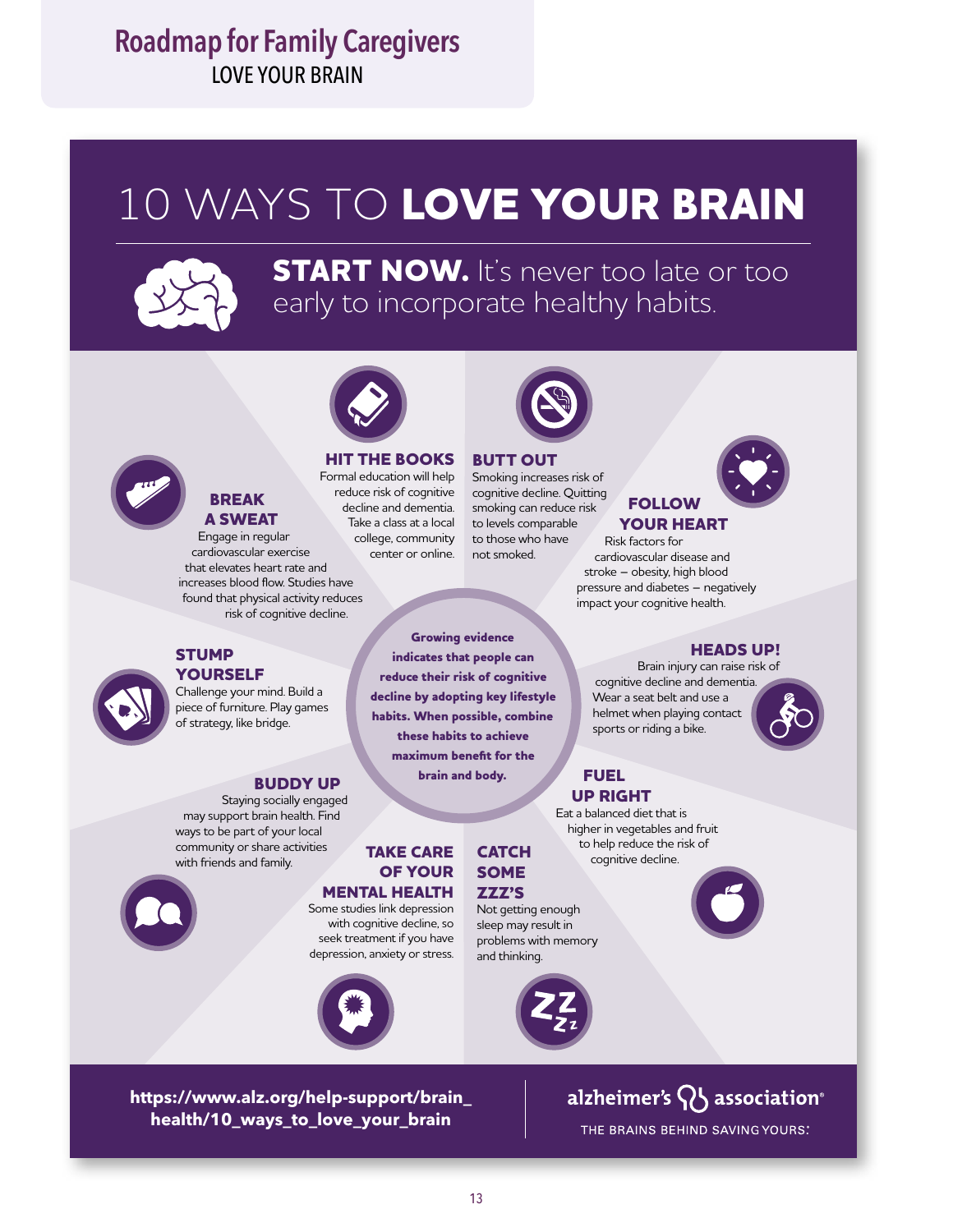# 10 WAYS TO LOVE YOUR BRAIN

**START NOW.** It's never too late or too early to incorporate healthy habits.

### BREAK A SWEAT

Engage in regular cardiovascular exercise that elevates heart rate and increases blood flow. Studies have found that physical activity reduces risk of cognitive decline.

### HIT THE BOOKS

Formal education will help reduce risk of cognitive decline and dementia. Take a class at a local college, community center or online.

### BUTT OUT

Smoking increases risk of cognitive decline. Quitting smoking can reduce risk to levels comparable to those who have not smoked.

### FOLLOW YOUR HEART

Risk factors for cardiovascular disease and stroke – obesity, high blood pressure and diabetes – negatively impact your cognitive health.

### STUMP YOURSELF

Challenge your mind. Build a piece of furniture. Play games of strategy, like bridge.

**Growing evidence indicates that people can reduce their risk of cognitive decline by adopting key lifestyle habits. When possible, combine these habits to achieve maximum benefit for the brain and body.**

### HEADS UP!

Brain injury can raise risk of cognitive decline and dementia. Wear a seat belt and use a helmet when playing contact sports or riding a bike.

### BUDDY UP

Staying socially engaged may support brain health. Find ways to be part of your local community or share activities with friends and family.

### FUEL UP RIGHT

Eat a balanced diet that is higher in vegetables and fruit to help reduce the risk of cognitive decline.

### TAKE CARE OF YOUR MENTAL HEALTH

Some studies link depression with cognitive decline, so seek treatment if you have depression, anxiety or stress.

### CATCH SOME ZZZ'S

Not getting enough sleep may result in problems with memory and thinking.

**https://www.alz.org/help-support/brain_health/10_ways_to_love_your_brain**

alzheimer's association®
THE BRAINS BEHIND SAVING YOURS.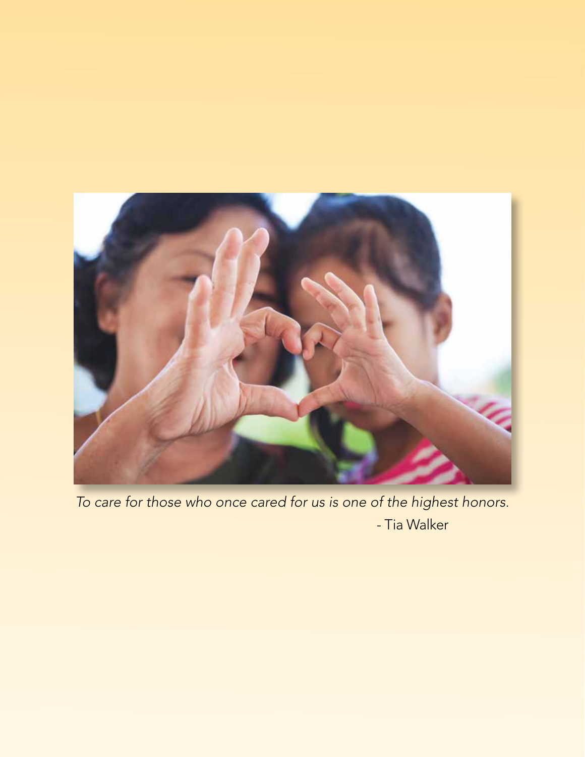*To care for those who once cared for us is one of the highest honors.*

- Tia Walker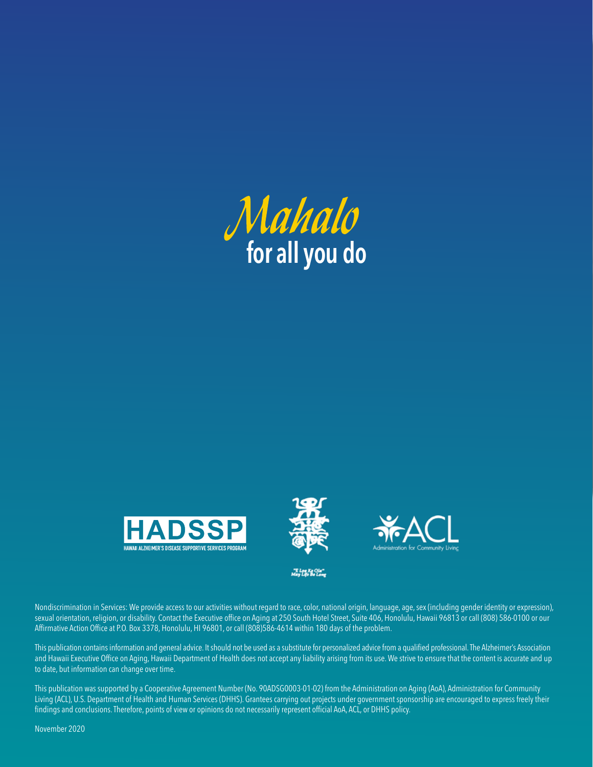# *Mahalo* for all you do

HADSSP
HAWAII ALZHEIMER'S DISEASE SUPPORTIVE SERVICES PROGRAM

"E Loa Ke Ola"
May Life Be Long

ACL
Administration for Community Living

Nondiscrimination in Services: We provide access to our activities without regard to race, color, national origin, language, age, sex (including gender identity or expression), sexual orientation, religion, or disability. Contact the Executive office on Aging at 250 South Hotel Street, Suite 406, Honolulu, Hawaii 96813 or call (808) 586-0100 or our Affirmative Action Office at P.O. Box 3378, Honolulu, HI 96801, or call (808)586-4614 within 180 days of the problem.

This publication contains information and general advice. It should not be used as a substitute for personalized advice from a qualified professional. The Alzheimer's Association and Hawaii Executive Office on Aging, Hawaii Department of Health does not accept any liability arising from its use. We strive to ensure that the content is accurate and up to date, but information can change over time.

This publication was supported by a Cooperative Agreement Number (No. 90ADSG0003-01-02) from the Administration on Aging (AoA), Administration for Community Living (ACL), U.S. Department of Health and Human Services (DHHS). Grantees carrying out projects under government sponsorship are encouraged to express freely their findings and conclusions. Therefore, points of view or opinions do not necessarily represent official AoA, ACL, or DHHS policy.

November 2020